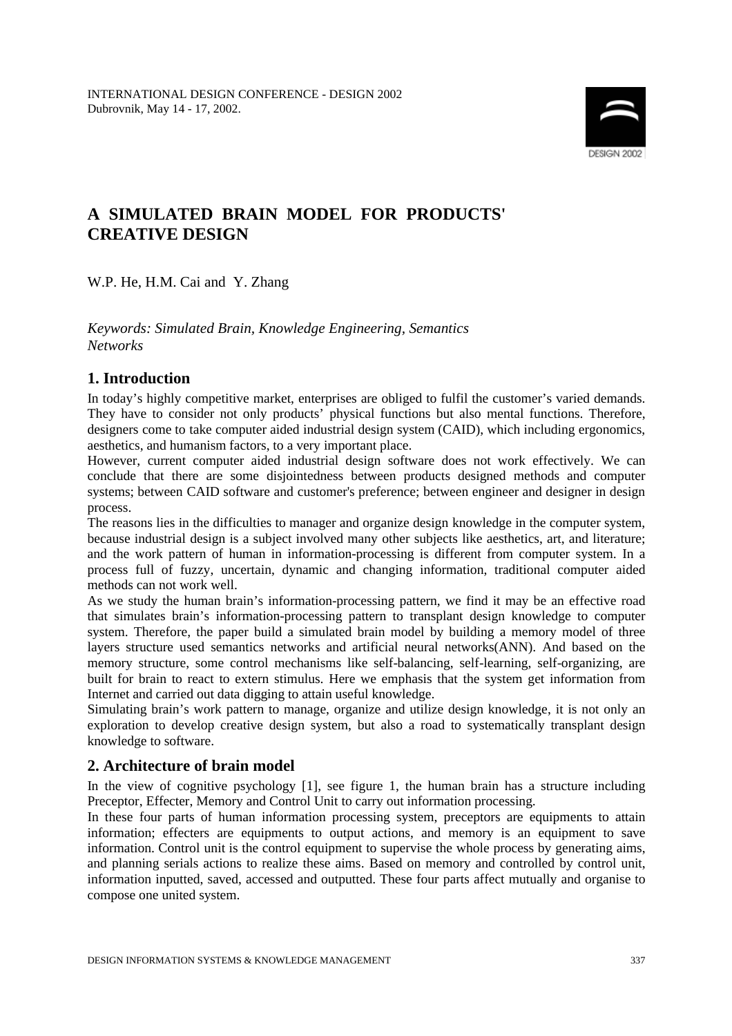INTERNATIONAL DESIGN CONFERENCE - DESIGN 2002
Dubrovnik, May 14 - 17, 2002.

# A SIMULATED BRAIN MODEL FOR PRODUCTS' CREATIVE DESIGN

W.P. He, H.M. Cai and Y. Zhang

*Keywords: Simulated Brain, Knowledge Engineering, Semantics Networks*

## 1. Introduction

In today's highly competitive market, enterprises are obliged to fulfil the customer's varied demands. They have to consider not only products' physical functions but also mental functions. Therefore, designers come to take computer aided industrial design system (CAID), which including ergonomics, aesthetics, and humanism factors, to a very important place.

However, current computer aided industrial design software does not work effectively. We can conclude that there are some disjointedness between products designed methods and computer systems; between CAID software and customer's preference; between engineer and designer in design process.

The reasons lies in the difficulties to manager and organize design knowledge in the computer system, because industrial design is a subject involved many other subjects like aesthetics, art, and literature; and the work pattern of human in information-processing is different from computer system. In a process full of fuzzy, uncertain, dynamic and changing information, traditional computer aided methods can not work well.

As we study the human brain's information-processing pattern, we find it may be an effective road that simulates brain's information-processing pattern to transplant design knowledge to computer system. Therefore, the paper build a simulated brain model by building a memory model of three layers structure used semantics networks and artificial neural networks(ANN). And based on the memory structure, some control mechanisms like self-balancing, self-learning, self-organizing, are built for brain to react to extern stimulus. Here we emphasis that the system get information from Internet and carried out data digging to attain useful knowledge.

Simulating brain's work pattern to manage, organize and utilize design knowledge, it is not only an exploration to develop creative design system, but also a road to systematically transplant design knowledge to software.

## 2. Architecture of brain model

In the view of cognitive psychology [1], see figure 1, the human brain has a structure including Preceptor, Effecter, Memory and Control Unit to carry out information processing.

In these four parts of human information processing system, preceptors are equipments to attain information; effecters are equipments to output actions, and memory is an equipment to save information. Control unit is the control equipment to supervise the whole process by generating aims, and planning serials actions to realize these aims. Based on memory and controlled by control unit, information inputted, saved, accessed and outputted. These four parts affect mutually and organise to compose one united system.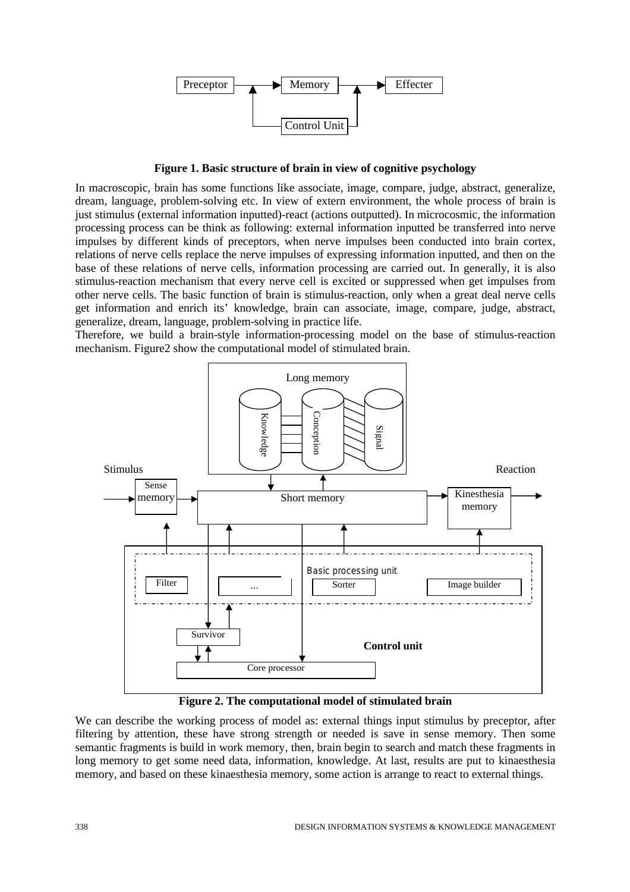Preceptor

Memory

Effecter

Control Unit

**Figure 1. Basic structure of brain in view of cognitive psychology**

In macroscopic, brain has some functions like associate, image, compare, judge, abstract, generalize, dream, language, problem-solving etc. In view of extern environment, the whole process of brain is just stimulus (external information inputted)-react (actions outputted). In microcosmic, the information processing process can be think as following: external information inputted be transferred into nerve impulses by different kinds of preceptors, when nerve impulses been conducted into brain cortex, relations of nerve cells replace the nerve impulses of expressing information inputted, and then on the base of these relations of nerve cells, information processing are carried out. In generally, it is also stimulus-reaction mechanism that every nerve cell is excited or suppressed when get impulses from other nerve cells. The basic function of brain is stimulus-reaction, only when a great deal nerve cells get information and enrich its' knowledge, brain can associate, image, compare, judge, abstract, generalize, dream, language, problem-solving in practice life.

Therefore, we build a brain-style information-processing model on the base of stimulus-reaction mechanism. Figure2 show the computational model of stimulated brain.

Long memory

Knowledge

Conception

Signal

Stimulus

Reaction

Sense memory

Short memory

Kinesthesia memory

Basic processing unit

Filter

...

Sorter

Image builder

Survivor

Control unit

Core processor

**Figure 2. The computational model of stimulated brain**

We can describe the working process of model as: external things input stimulus by preceptor, after filtering by attention, these have strong strength or needed is save in sense memory. Then some semantic fragments is build in work memory, then, brain begin to search and match these fragments in long memory to get some need data, information, knowledge. At last, results are put to kinaesthesia memory, and based on these kinaesthesia memory, some action is arrange to react to external things.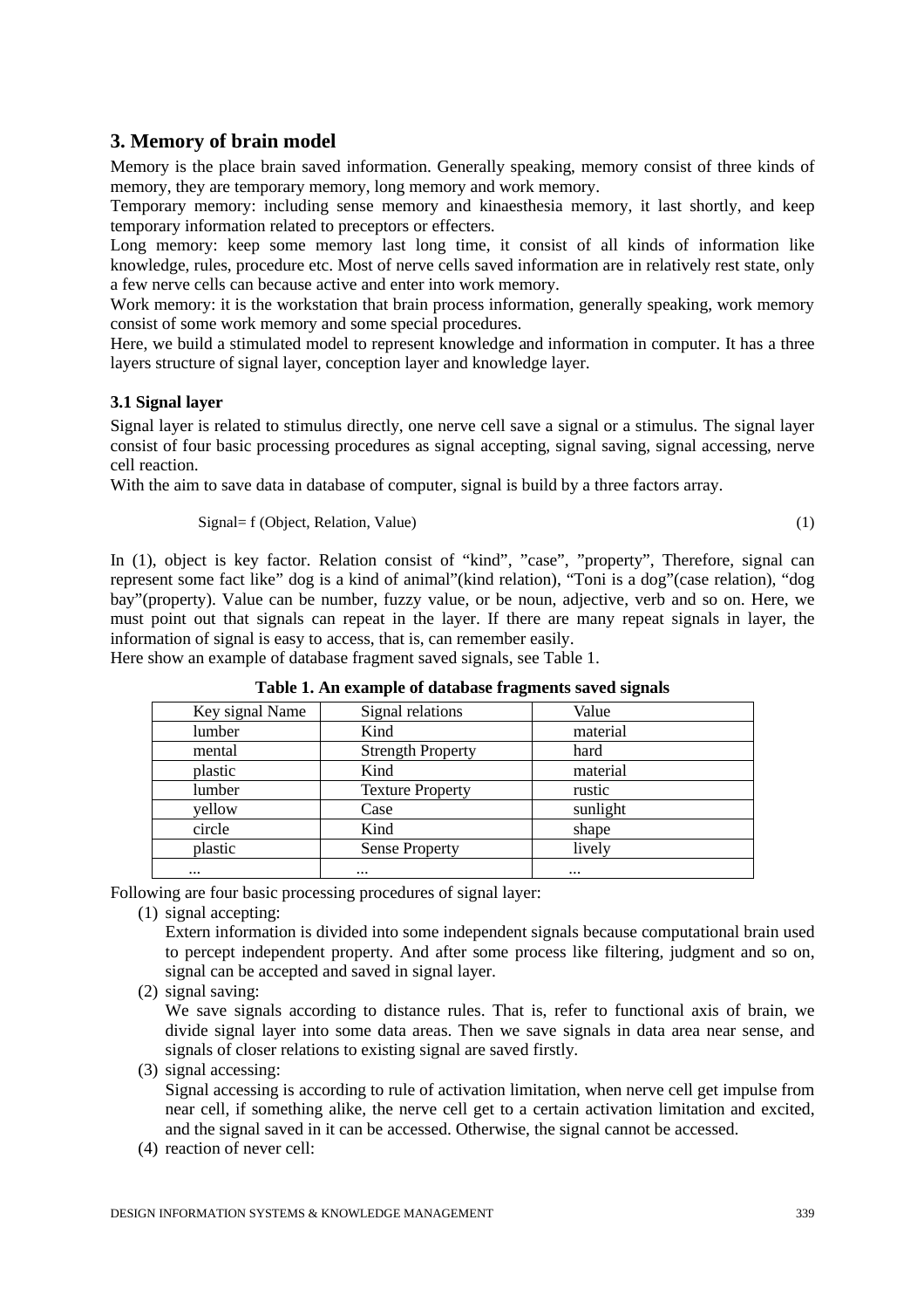## 3. Memory of brain model

Memory is the place brain saved information. Generally speaking, memory consist of three kinds of memory, they are temporary memory, long memory and work memory.

Temporary memory: including sense memory and kinaesthesia memory, it last shortly, and keep temporary information related to preceptors or effecters.

Long memory: keep some memory last long time, it consist of all kinds of information like knowledge, rules, procedure etc. Most of nerve cells saved information are in relatively rest state, only a few nerve cells can because active and enter into work memory.

Work memory: it is the workstation that brain process information, generally speaking, work memory consist of some work memory and some special procedures.

Here, we build a stimulated model to represent knowledge and information in computer. It has a three layers structure of signal layer, conception layer and knowledge layer.

### 3.1 Signal layer

Signal layer is related to stimulus directly, one nerve cell save a signal or a stimulus. The signal layer consist of four basic processing procedures as signal accepting, signal saving, signal accessing, nerve cell reaction.

With the aim to save data in database of computer, signal is build by a three factors array.

$$\text{Signal} = f\,(\text{Object, Relation, Value}) \tag{1}$$

In (1), object is key factor. Relation consist of "kind", "case", "property", Therefore, signal can represent some fact like" dog is a kind of animal"(kind relation), "Toni is a dog"(case relation), "dog bay"(property). Value can be number, fuzzy value, or be noun, adjective, verb and so on. Here, we must point out that signals can repeat in the layer. If there are many repeat signals in layer, the information of signal is easy to access, that is, can remember easily.

Here show an example of database fragment saved signals, see Table 1.

**Table 1. An example of database fragments saved signals**

| Key signal Name | Signal relations | Value |
|---|---|---|
| lumber | Kind | material |
| mental | Strength Property | hard |
| plastic | Kind | material |
| lumber | Texture Property | rustic |
| yellow | Case | sunlight |
| circle | Kind | shape |
| plastic | Sense Property | lively |
| ... | ... | ... |

Following are four basic processing procedures of signal layer:

(1) signal accepting:
Extern information is divided into some independent signals because computational brain used to percept independent property. And after some process like filtering, judgment and so on, signal can be accepted and saved in signal layer.

(2) signal saving:
We save signals according to distance rules. That is, refer to functional axis of brain, we divide signal layer into some data areas. Then we save signals in data area near sense, and signals of closer relations to existing signal are saved firstly.

(3) signal accessing:
Signal accessing is according to rule of activation limitation, when nerve cell get impulse from near cell, if something alike, the nerve cell get to a certain activation limitation and excited, and the signal saved in it can be accessed. Otherwise, the signal cannot be accessed.

(4) reaction of never cell: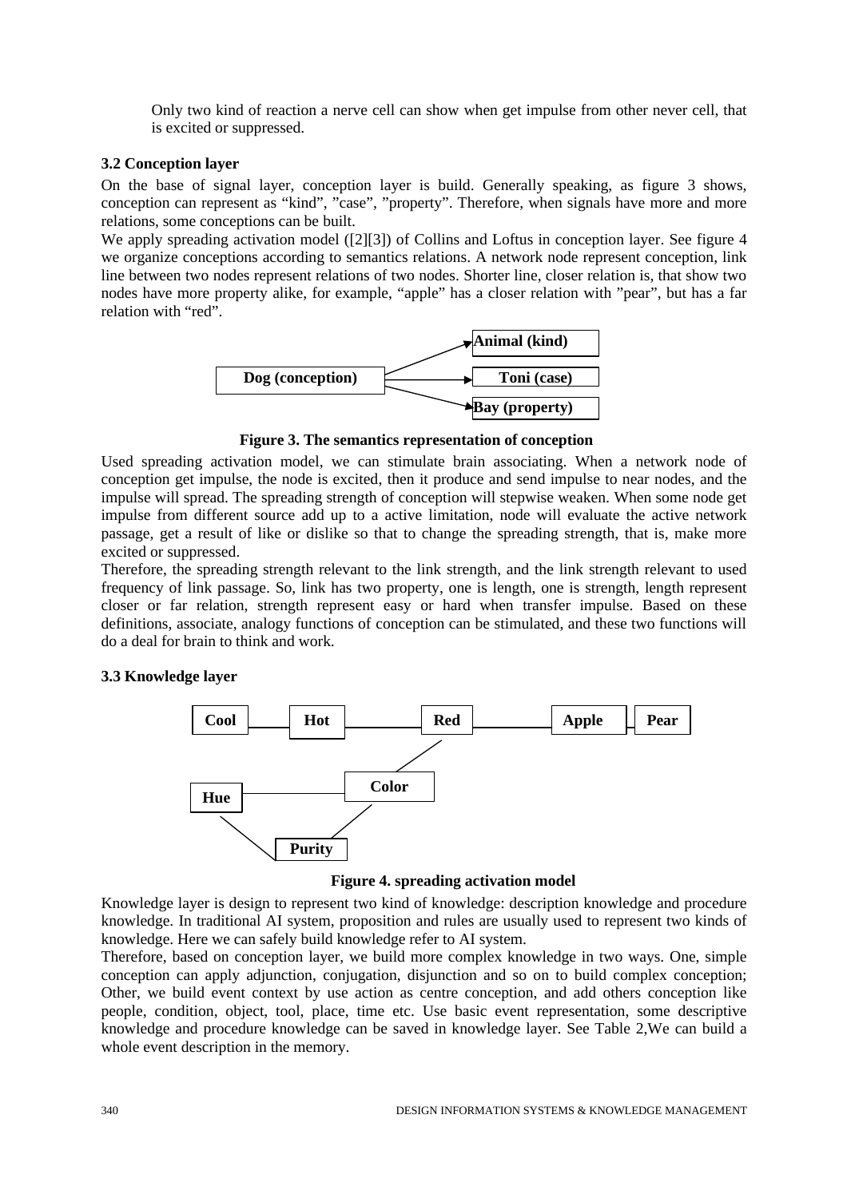Only two kind of reaction a nerve cell can show when get impulse from other never cell, that is excited or suppressed.

### 3.2 Conception layer

On the base of signal layer, conception layer is build. Generally speaking, as figure 3 shows, conception can represent as "kind", "case", "property". Therefore, when signals have more and more relations, some conceptions can be built.

We apply spreading activation model ([2][3]) of Collins and Loftus in conception layer. See figure 4 we organize conceptions according to semantics relations. A network node represent conception, link line between two nodes represent relations of two nodes. Shorter line, closer relation is, that show two nodes have more property alike, for example, "apple" has a closer relation with "pear", but has a far relation with "red".

Dog (conception)

Animal (kind)

Toni (case)

Bay (property)

**Figure 3. The semantics representation of conception**

Used spreading activation model, we can stimulate brain associating. When a network node of conception get impulse, the node is excited, then it produce and send impulse to near nodes, and the impulse will spread. The spreading strength of conception will stepwise weaken. When some node get impulse from different source add up to a active limitation, node will evaluate the active network passage, get a result of like or dislike so that to change the spreading strength, that is, make more excited or suppressed.

Therefore, the spreading strength relevant to the link strength, and the link strength relevant to used frequency of link passage. So, link has two property, one is length, one is strength, length represent closer or far relation, strength represent easy or hard when transfer impulse. Based on these definitions, associate, analogy functions of conception can be stimulated, and these two functions will do a deal for brain to think and work.

### 3.3 Knowledge layer

Cool

Hot

Red

Apple

Pear

Hue

Color

Purity

**Figure 4. spreading activation model**

Knowledge layer is design to represent two kind of knowledge: description knowledge and procedure knowledge. In traditional AI system, proposition and rules are usually used to represent two kinds of knowledge. Here we can safely build knowledge refer to AI system.

Therefore, based on conception layer, we build more complex knowledge in two ways. One, simple conception can apply adjunction, conjugation, disjunction and so on to build complex conception; Other, we build event context by use action as centre conception, and add others conception like people, condition, object, tool, place, time etc. Use basic event representation, some descriptive knowledge and procedure knowledge can be saved in knowledge layer. See Table 2,We can build a whole event description in the memory.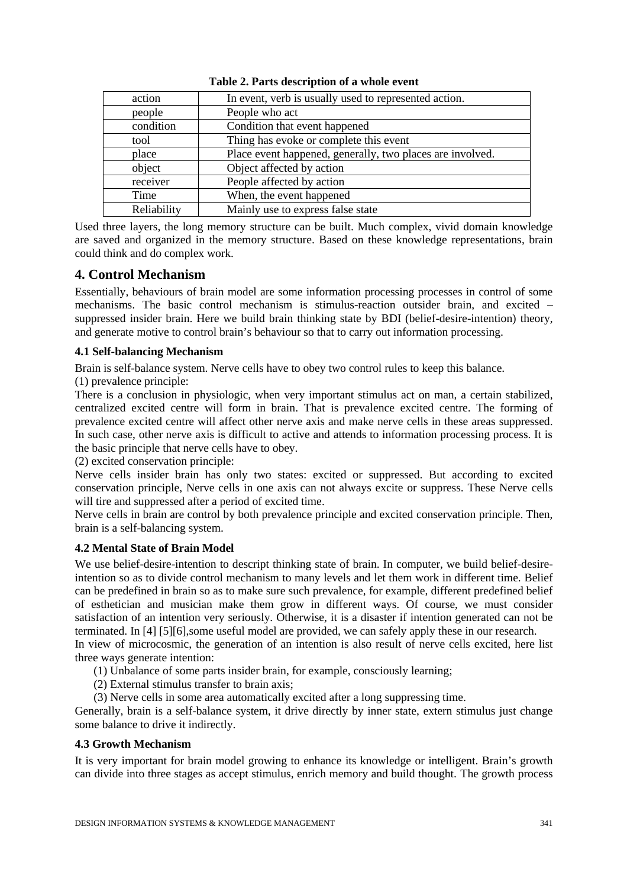**Table 2. Parts description of a whole event**

| | |
|---|---|
| action | In event, verb is usually used to represented action. |
| people | People who act |
| condition | Condition that event happened |
| tool | Thing has evoke or complete this event |
| place | Place event happened, generally, two places are involved. |
| object | Object affected by action |
| receiver | People affected by action |
| Time | When, the event happened |
| Reliability | Mainly use to express false state |

Used three layers, the long memory structure can be built. Much complex, vivid domain knowledge are saved and organized in the memory structure. Based on these knowledge representations, brain could think and do complex work.

## 4. Control Mechanism

Essentially, behaviours of brain model are some information processing processes in control of some mechanisms. The basic control mechanism is stimulus-reaction outsider brain, and excited – suppressed insider brain. Here we build brain thinking state by BDI (belief-desire-intention) theory, and generate motive to control brain's behaviour so that to carry out information processing.

### 4.1 Self-balancing Mechanism

Brain is self-balance system. Nerve cells have to obey two control rules to keep this balance.

(1) prevalence principle:

There is a conclusion in physiologic, when very important stimulus act on man, a certain stabilized, centralized excited centre will form in brain. That is prevalence excited centre. The forming of prevalence excited centre will affect other nerve axis and make nerve cells in these areas suppressed. In such case, other nerve axis is difficult to active and attends to information processing process. It is the basic principle that nerve cells have to obey.

(2) excited conservation principle:

Nerve cells insider brain has only two states: excited or suppressed. But according to excited conservation principle, Nerve cells in one axis can not always excite or suppress. These Nerve cells will tire and suppressed after a period of excited time.

Nerve cells in brain are control by both prevalence principle and excited conservation principle. Then, brain is a self-balancing system.

### 4.2 Mental State of Brain Model

We use belief-desire-intention to descript thinking state of brain. In computer, we build belief-desire-intention so as to divide control mechanism to many levels and let them work in different time. Belief can be predefined in brain so as to make sure such prevalence, for example, different predefined belief of esthetician and musician make them grow in different ways. Of course, we must consider satisfaction of an intention very seriously. Otherwise, it is a disaster if intention generated can not be terminated. In [4] [5][6],some useful model are provided, we can safely apply these in our research.

In view of microcosmic, the generation of an intention is also result of nerve cells excited, here list three ways generate intention:

(1) Unbalance of some parts insider brain, for example, consciously learning;

(2) External stimulus transfer to brain axis;

(3) Nerve cells in some area automatically excited after a long suppressing time.

Generally, brain is a self-balance system, it drive directly by inner state, extern stimulus just change some balance to drive it indirectly.

### 4.3 Growth Mechanism

It is very important for brain model growing to enhance its knowledge or intelligent. Brain's growth can divide into three stages as accept stimulus, enrich memory and build thought. The growth process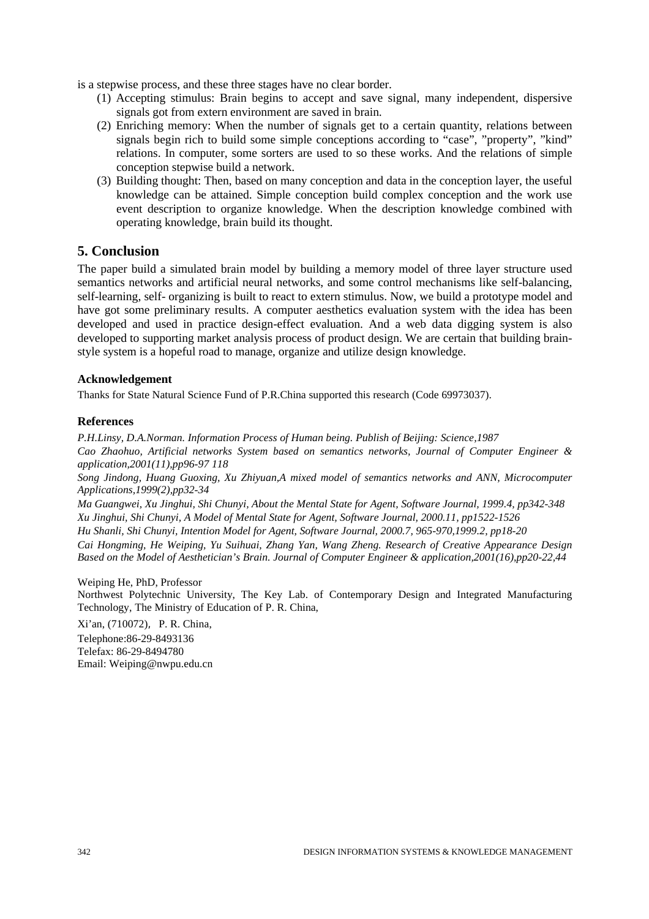is a stepwise process, and these three stages have no clear border.

1. Accepting stimulus: Brain begins to accept and save signal, many independent, dispersive signals got from extern environment are saved in brain.
2. Enriching memory: When the number of signals get to a certain quantity, relations between signals begin rich to build some simple conceptions according to "case", "property", "kind" relations. In computer, some sorters are used to so these works. And the relations of simple conception stepwise build a network.
3. Building thought: Then, based on many conception and data in the conception layer, the useful knowledge can be attained. Simple conception build complex conception and the work use event description to organize knowledge. When the description knowledge combined with operating knowledge, brain build its thought.

## 5. Conclusion

The paper build a simulated brain model by building a memory model of three layer structure used semantics networks and artificial neural networks, and some control mechanisms like self-balancing, self-learning, self- organizing is built to react to extern stimulus. Now, we build a prototype model and have got some preliminary results. A computer aesthetics evaluation system with the idea has been developed and used in practice design-effect evaluation. And a web data digging system is also developed to supporting market analysis process of product design. We are certain that building brain-style system is a hopeful road to manage, organize and utilize design knowledge.

### Acknowledgement

Thanks for State Natural Science Fund of P.R.China supported this research (Code 69973037).

### References

*P.H.Linsy, D.A.Norman. Information Process of Human being. Publish of Beijing: Science,1987*

*Cao Zhaohuo, Artificial networks System based on semantics networks, Journal of Computer Engineer & application,2001(11),pp96-97 118*

*Song Jindong, Huang Guoxing, Xu Zhiyuan,A mixed model of semantics networks and ANN, Microcomputer Applications,1999(2),pp32-34*

*Ma Guangwei, Xu Jinghui, Shi Chunyi, About the Mental State for Agent, Software Journal, 1999.4, pp342-348*

*Xu Jinghui, Shi Chunyi, A Model of Mental State for Agent, Software Journal, 2000.11, pp1522-1526*

*Hu Shanli, Shi Chunyi, Intention Model for Agent, Software Journal, 2000.7, 965-970,1999.2, pp18-20*

*Cai Hongming, He Weiping, Yu Suihuai, Zhang Yan, Wang Zheng. Research of Creative Appearance Design Based on the Model of Aesthetician's Brain. Journal of Computer Engineer & application,2001(16),pp20-22,44*

Weiping He, PhD, Professor
Northwest Polytechnic University, The Key Lab. of Contemporary Design and Integrated Manufacturing Technology, The Ministry of Education of P. R. China,
Xi'an, (710072), P. R. China,
Telephone:86-29-8493136
Telefax: 86-29-8494780
Email: Weiping@nwpu.edu.cn